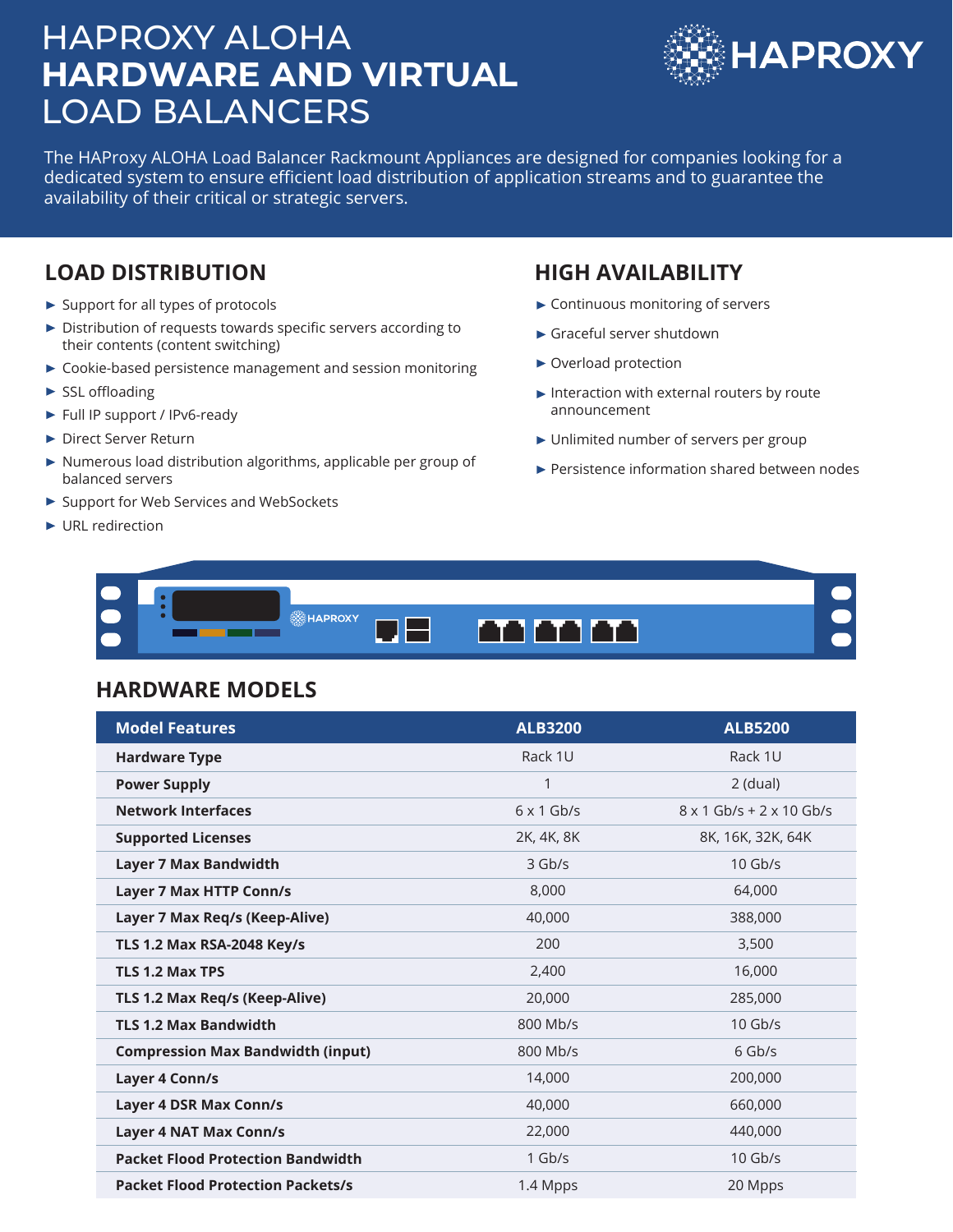# HAPROXY ALOHA **HARDWARE AND VIRTUAL** LOAD BALANCERS

The HAProxy ALOHA Load Balancer Rackmount Appliances are designed for companies looking for a dedicated system to ensure efficient load distribution of application streams and to guarantee the availability of their critical or strategic servers.

## LOAD DISTRIBUTION

- Support for all types of protocols
- Distribution of requests towards specific servers according to their contents (content switching)
- Cookie-based persistence management and session monitoring
- SSL offloading
- Full IP support / IPv6-ready
- Direct Server Return
- Numerous load distribution algorithms, applicable per group of balanced servers
- Support for Web Services and WebSockets
- URL redirection

## HIGH AVAILABILITY

- Continuous monitoring of servers
- Graceful server shutdown
- Overload protection
- Interaction with external routers by route announcement
- Unlimited number of servers per group
- Persistence information shared between nodes

## HARDWARE MODELS

| Model Features | ALB3200 | ALB5200 |
|---|---|---|
| **Hardware Type** | Rack 1U | Rack 1U |
| **Power Supply** | 1 | 2 (dual) |
| **Network Interfaces** | 6 x 1 Gb/s | 8 x 1 Gb/s + 2 x 10 Gb/s |
| **Supported Licenses** | 2K, 4K, 8K | 8K, 16K, 32K, 64K |
| **Layer 7 Max Bandwidth** | 3 Gb/s | 10 Gb/s |
| **Layer 7 Max HTTP Conn/s** | 8,000 | 64,000 |
| **Layer 7 Max Req/s (Keep-Alive)** | 40,000 | 388,000 |
| **TLS 1.2 Max RSA-2048 Key/s** | 200 | 3,500 |
| **TLS 1.2 Max TPS** | 2,400 | 16,000 |
| **TLS 1.2 Max Req/s (Keep-Alive)** | 20,000 | 285,000 |
| **TLS 1.2 Max Bandwidth** | 800 Mb/s | 10 Gb/s |
| **Compression Max Bandwidth (input)** | 800 Mb/s | 6 Gb/s |
| **Layer 4 Conn/s** | 14,000 | 200,000 |
| **Layer 4 DSR Max Conn/s** | 40,000 | 660,000 |
| **Layer 4 NAT Max Conn/s** | 22,000 | 440,000 |
| **Packet Flood Protection Bandwidth** | 1 Gb/s | 10 Gb/s |
| **Packet Flood Protection Packets/s** | 1.4 Mpps | 20 Mpps |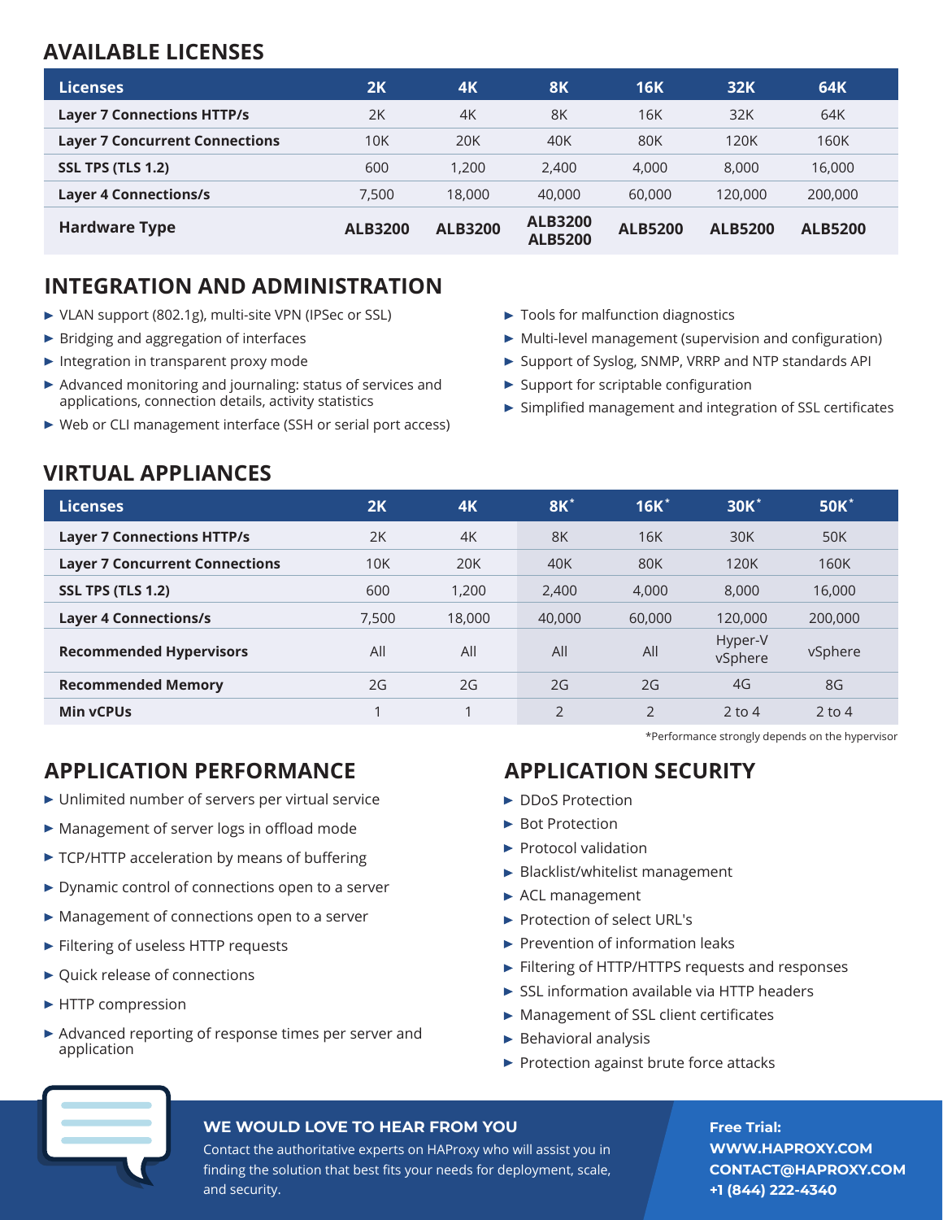## AVAILABLE LICENSES

| Licenses | 2K | 4K | 8K | 16K | 32K | 64K |
|---|---|---|---|---|---|---|
| **Layer 7 Connections HTTP/s** | 2K | 4K | 8K | 16K | 32K | 64K |
| **Layer 7 Concurrent Connections** | 10K | 20K | 40K | 80K | 120K | 160K |
| **SSL TPS (TLS 1.2)** | 600 | 1,200 | 2,400 | 4,000 | 8,000 | 16,000 |
| **Layer 4 Connections/s** | 7,500 | 18,000 | 40,000 | 60,000 | 120,000 | 200,000 |
| **Hardware Type** | **ALB3200** | **ALB3200** | **ALB3200 ALB5200** | **ALB5200** | **ALB5200** | **ALB5200** |

## INTEGRATION AND ADMINISTRATION

- VLAN support (802.1g), multi-site VPN (IPSec or SSL)
- Bridging and aggregation of interfaces
- Integration in transparent proxy mode
- Advanced monitoring and journaling: status of services and applications, connection details, activity statistics
- Web or CLI management interface (SSH or serial port access)
- Tools for malfunction diagnostics
- Multi-level management (supervision and configuration)
- Support of Syslog, SNMP, VRRP and NTP standards API
- Support for scriptable configuration
- Simplified management and integration of SSL certificates

## VIRTUAL APPLIANCES

| Licenses | 2K | 4K | 8K* | 16K* | 30K* | 50K* |
|---|---|---|---|---|---|---|
| **Layer 7 Connections HTTP/s** | 2K | 4K | 8K | 16K | 30K | 50K |
| **Layer 7 Concurrent Connections** | 10K | 20K | 40K | 80K | 120K | 160K |
| **SSL TPS (TLS 1.2)** | 600 | 1,200 | 2,400 | 4,000 | 8,000 | 16,000 |
| **Layer 4 Connections/s** | 7,500 | 18,000 | 40,000 | 60,000 | 120,000 | 200,000 |
| **Recommended Hypervisors** | All | All | All | All | Hyper-V vSphere | vSphere |
| **Recommended Memory** | 2G | 2G | 2G | 2G | 4G | 8G |
| **Min vCPUs** | 1 | 1 | 2 | 2 | 2 to 4 | 2 to 4 |

*Performance strongly depends on the hypervisor

## APPLICATION PERFORMANCE

- Unlimited number of servers per virtual service
- Management of server logs in offload mode
- TCP/HTTP acceleration by means of buffering
- Dynamic control of connections open to a server
- Management of connections open to a server
- Filtering of useless HTTP requests
- Quick release of connections
- HTTP compression
- Advanced reporting of response times per server and application

## APPLICATION SECURITY

- DDoS Protection
- Bot Protection
- Protocol validation
- Blacklist/whitelist management
- ACL management
- Protection of select URL's
- Prevention of information leaks
- Filtering of HTTP/HTTPS requests and responses
- SSL information available via HTTP headers
- Management of SSL client certificates
- Behavioral analysis
- Protection against brute force attacks

### WE WOULD LOVE TO HEAR FROM YOU

Contact the authoritative experts on HAProxy who will assist you in finding the solution that best fits your needs for deployment, scale, and security.

**Free Trial:**
**WWW.HAPROXY.COM**
**CONTACT@HAPROXY.COM**
**+1 (844) 222-4340**